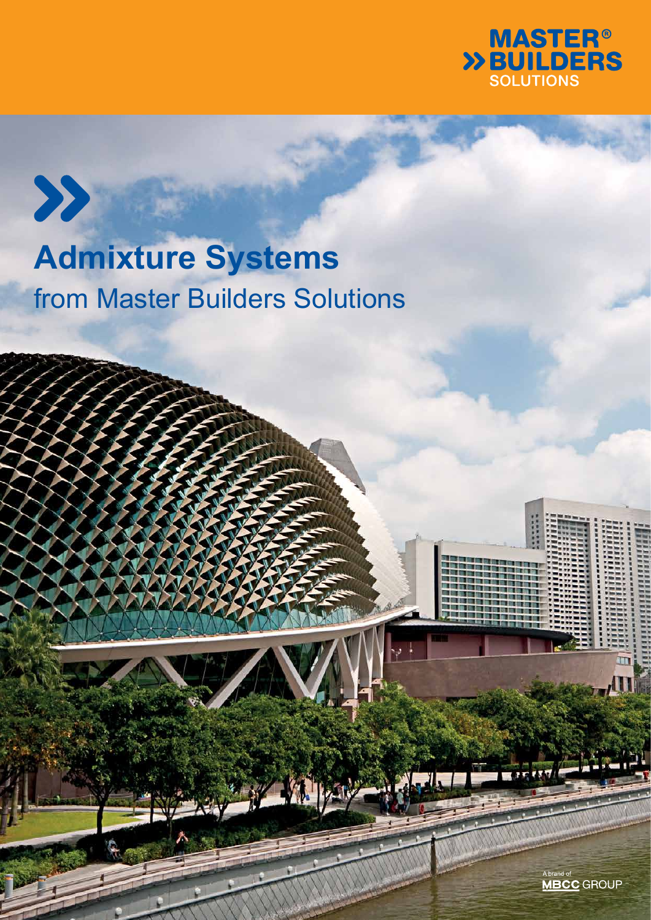MASTER®
BUILDERS
SOLUTIONS

# Admixture Systems

## from Master Builders Solutions

A brand of
MBCC GROUP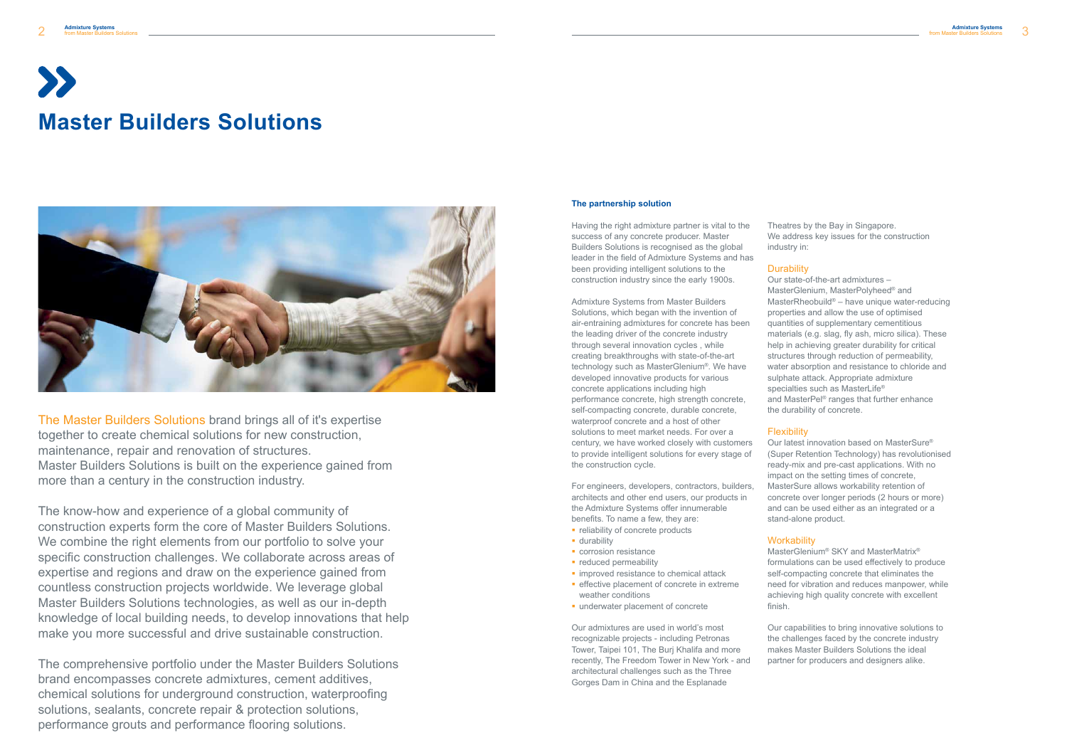# Master Builders Solutions

The Master Builders Solutions brand brings all of it's expertise together to create chemical solutions for new construction, maintenance, repair and renovation of structures. Master Builders Solutions is built on the experience gained from more than a century in the construction industry.

The know-how and experience of a global community of construction experts form the core of Master Builders Solutions. We combine the right elements from our portfolio to solve your specific construction challenges. We collaborate across areas of expertise and regions and draw on the experience gained from countless construction projects worldwide. We leverage global Master Builders Solutions technologies, as well as our in-depth knowledge of local building needs, to develop innovations that help make you more successful and drive sustainable construction.

The comprehensive portfolio under the Master Builders Solutions brand encompasses concrete admixtures, cement additives, chemical solutions for underground construction, waterproofing solutions, sealants, concrete repair & protection solutions, performance grouts and performance flooring solutions.

**The partnership solution**

Having the right admixture partner is vital to the success of any concrete producer. Master Builders Solutions is recognised as the global leader in the field of Admixture Systems and has been providing intelligent solutions to the construction industry since the early 1900s.

Admixture Systems from Master Builders Solutions, which began with the invention of air-entraining admixtures for concrete has been the leading driver of the concrete industry through several innovation cycles , while creating breakthroughs with state-of-the-art technology such as MasterGlenium®. We have developed innovative products for various concrete applications including high performance concrete, high strength concrete, self-compacting concrete, durable concrete, waterproof concrete and a host of other solutions to meet market needs. For over a century, we have worked closely with customers to provide intelligent solutions for every stage of the construction cycle.

For engineers, developers, contractors, builders, architects and other end users, our products in the Admixture Systems offer innumerable benefits. To name a few, they are:

- reliability of concrete products
- durability
- corrosion resistance
- reduced permeability
- improved resistance to chemical attack
- effective placement of concrete in extreme weather conditions
- underwater placement of concrete

Our admixtures are used in world's most recognizable projects - including Petronas Tower, Taipei 101, The Burj Khalifa and more recently, The Freedom Tower in New York - and architectural challenges such as the Three Gorges Dam in China and the Esplanade Theatres by the Bay in Singapore.

We address key issues for the construction industry in:

**Durability**

Our state-of-the-art admixtures – MasterGlenium, MasterPolyheed® and MasterRheobuild® – have unique water-reducing properties and allow the use of optimised quantities of supplementary cementitious materials (e.g. slag, fly ash, micro silica). These help in achieving greater durability for critical structures through reduction of permeability, water absorption and resistance to chloride and sulphate attack. Appropriate admixture specialties such as MasterLife® and MasterPel® ranges that further enhance the durability of concrete.

**Flexibility**

Our latest innovation based on MasterSure® (Super Retention Technology) has revolutionised ready-mix and pre-cast applications. With no impact on the setting times of concrete, MasterSure allows workability retention of concrete over longer periods (2 hours or more) and can be used either as an integrated or a stand-alone product.

**Workability**

MasterGlenium® SKY and MasterMatrix® formulations can be used effectively to produce self-compacting concrete that eliminates the need for vibration and reduces manpower, while achieving high quality concrete with excellent finish.

Our capabilities to bring innovative solutions to the challenges faced by the concrete industry makes Master Builders Solutions the ideal partner for producers and designers alike.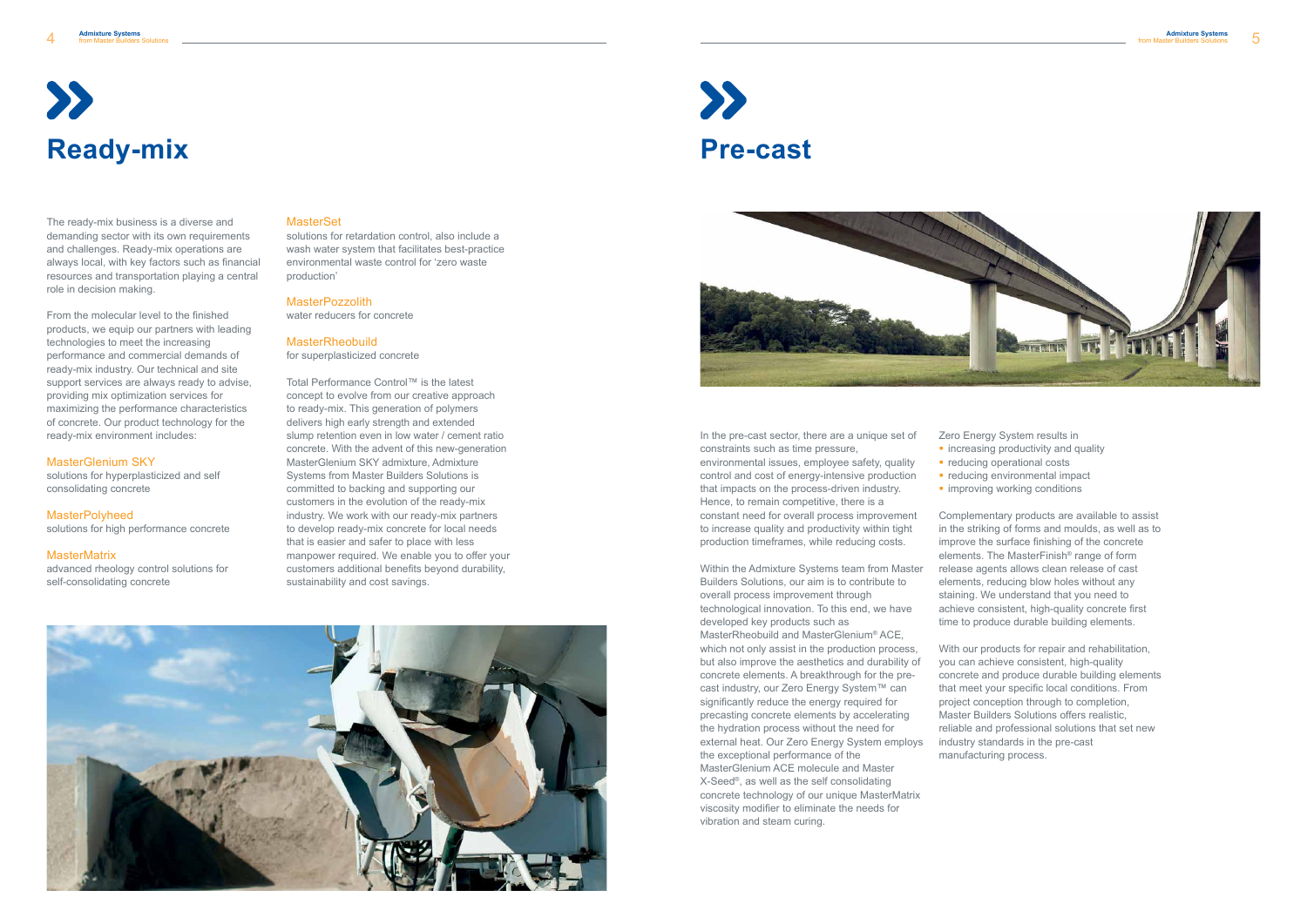# Ready-mix

The ready-mix business is a diverse and demanding sector with its own requirements and challenges. Ready-mix operations are always local, with key factors such as financial resources and transportation playing a central role in decision making.

From the molecular level to the finished products, we equip our partners with leading technologies to meet the increasing performance and commercial demands of ready-mix industry. Our technical and site support services are always ready to advise, providing mix optimization services for maximizing the performance characteristics of concrete. Our product technology for the ready-mix environment includes:

MasterGlenium SKY
solutions for hyperplasticized and self consolidating concrete

MasterPolyheed
solutions for high performance concrete

MasterMatrix
advanced rheology control solutions for self-consolidating concrete

MasterSet
solutions for retardation control, also include a wash water system that facilitates best-practice environmental waste control for 'zero waste production'

MasterPozzolith
water reducers for concrete

MasterRheobuild
for superplasticized concrete

Total Performance Control™ is the latest concept to evolve from our creative approach to ready-mix. This generation of polymers delivers high early strength and extended slump retention even in low water / cement ratio concrete. With the advent of this new-generation MasterGlenium SKY admixture, Admixture Systems from Master Builders Solutions is committed to backing and supporting our customers in the evolution of the ready-mix industry. We work with our ready-mix partners to develop ready-mix concrete for local needs that is easier and safer to place with less manpower required. We enable you to offer your customers additional benefits beyond durability, sustainability and cost savings.

# Pre-cast

In the pre-cast sector, there are a unique set of constraints such as time pressure, environmental issues, employee safety, quality control and cost of energy-intensive production that impacts on the process-driven industry. Hence, to remain competitive, there is a constant need for overall process improvement to increase quality and productivity within tight production timeframes, while reducing costs.

Within the Admixture Systems team from Master Builders Solutions, our aim is to contribute to overall process improvement through technological innovation. To this end, we have developed key products such as MasterRheobuild and MasterGlenium® ACE, which not only assist in the production process, but also improve the aesthetics and durability of concrete elements. A breakthrough for the pre-cast industry, our Zero Energy System™ can significantly reduce the energy required for precasting concrete elements by accelerating the hydration process without the need for external heat. Our Zero Energy System employs the exceptional performance of the MasterGlenium ACE molecule and Master X-Seed®, as well as the self consolidating concrete technology of our unique MasterMatrix viscosity modifier to eliminate the needs for vibration and steam curing.

Zero Energy System results in

- increasing productivity and quality
- reducing operational costs
- reducing environmental impact
- improving working conditions

Complementary products are available to assist in the striking of forms and moulds, as well as to improve the surface finishing of the concrete elements. The MasterFinish® range of form release agents allows clean release of cast elements, reducing blow holes without any staining. We understand that you need to achieve consistent, high-quality concrete first time to produce durable building elements.

With our products for repair and rehabilitation, you can achieve consistent, high-quality concrete and produce durable building elements that meet your specific local conditions. From project conception through to completion, Master Builders Solutions offers realistic, reliable and professional solutions that set new industry standards in the pre-cast manufacturing process.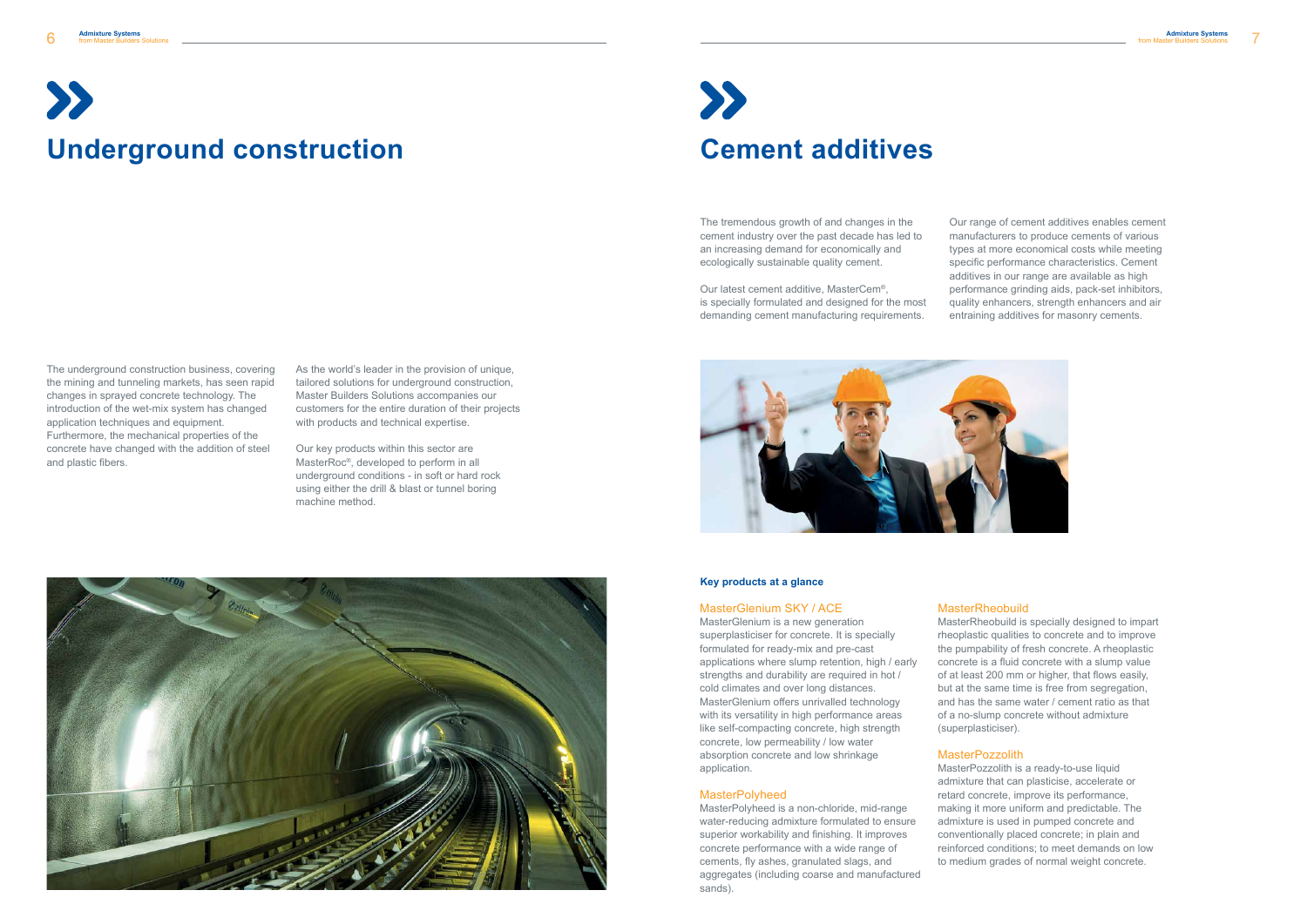# Underground construction

The underground construction business, covering the mining and tunneling markets, has seen rapid changes in sprayed concrete technology. The introduction of the wet-mix system has changed application techniques and equipment. Furthermore, the mechanical properties of the concrete have changed with the addition of steel and plastic fibers.

As the world's leader in the provision of unique, tailored solutions for underground construction, Master Builders Solutions accompanies our customers for the entire duration of their projects with products and technical expertise.

Our key products within this sector are MasterRoc®, developed to perform in all underground conditions - in soft or hard rock using either the drill & blast or tunnel boring machine method.

# Cement additives

The tremendous growth of and changes in the cement industry over the past decade has led to an increasing demand for economically and ecologically sustainable quality cement.

Our latest cement additive, MasterCem®, is specially formulated and designed for the most demanding cement manufacturing requirements.

Our range of cement additives enables cement manufacturers to produce cements of various types at more economical costs while meeting specific performance characteristics. Cement additives in our range are available as high performance grinding aids, pack-set inhibitors, quality enhancers, strength enhancers and air entraining additives for masonry cements.

**Key products at a glance**

### MasterGlenium SKY / ACE

MasterGlenium is a new generation superplasticiser for concrete. It is specially formulated for ready-mix and pre-cast applications where slump retention, high / early strengths and durability are required in hot / cold climates and over long distances. MasterGlenium offers unrivalled technology with its versatility in high performance areas like self-compacting concrete, high strength concrete, low permeability / low water absorption concrete and low shrinkage application.

### MasterPolyheed

MasterPolyheed is a non-chloride, mid-range water-reducing admixture formulated to ensure superior workability and finishing. It improves concrete performance with a wide range of cements, fly ashes, granulated slags, and aggregates (including coarse and manufactured sands).

### MasterRheobuild

MasterRheobuild is specially designed to impart rheoplastic qualities to concrete and to improve the pumpability of fresh concrete. A rheoplastic concrete is a fluid concrete with a slump value of at least 200 mm or higher, that flows easily, but at the same time is free from segregation, and has the same water / cement ratio as that of a no-slump concrete without admixture (superplasticiser).

### MasterPozzolith

MasterPozzolith is a ready-to-use liquid admixture that can plasticise, accelerate or retard concrete, improve its performance, making it more uniform and predictable. The admixture is used in pumped concrete and conventionally placed concrete; in plain and reinforced conditions; to meet demands on low to medium grades of normal weight concrete.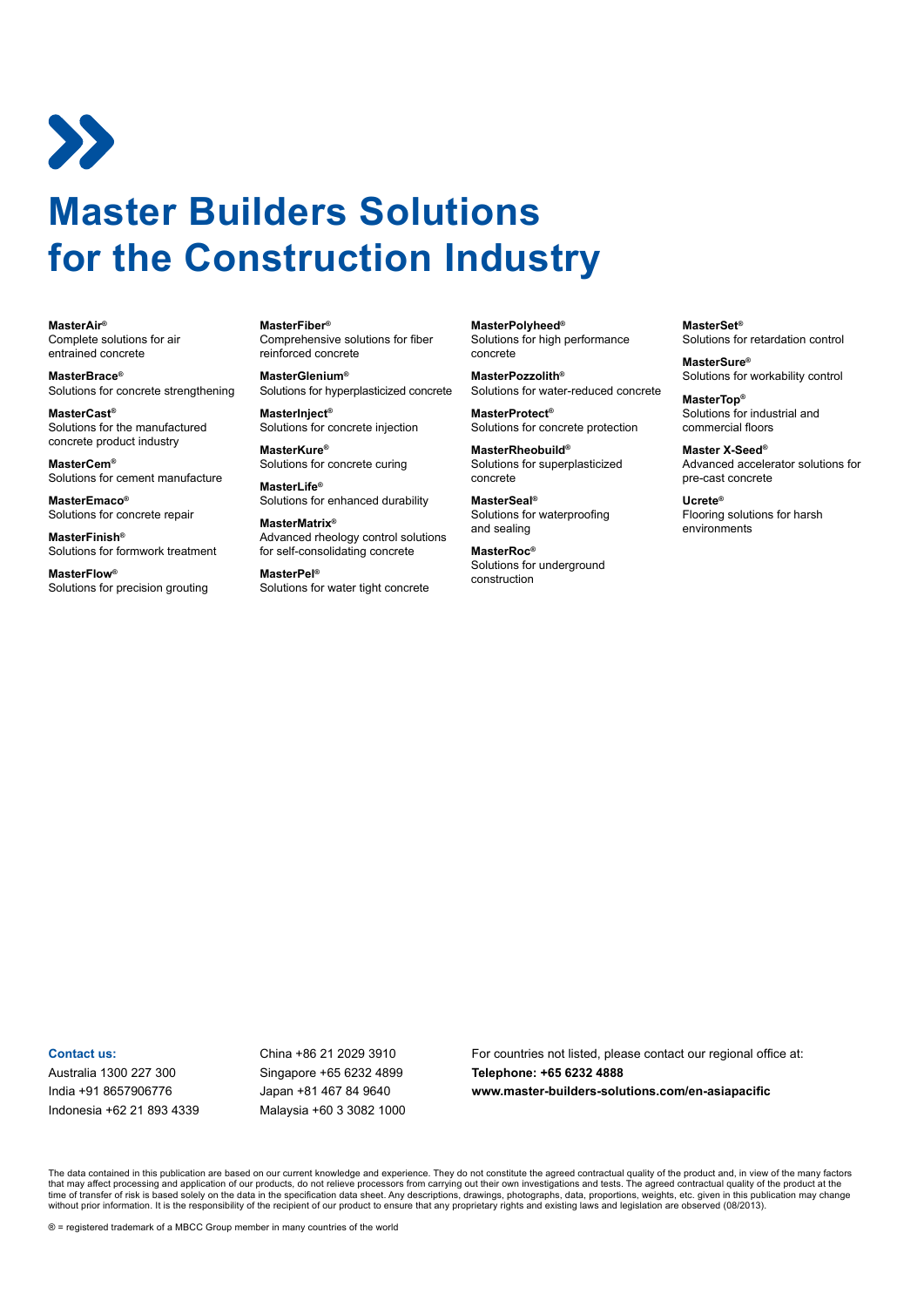# Master Builders Solutions for the Construction Industry

**MasterAir®**
Complete solutions for air entrained concrete

**MasterBrace®**
Solutions for concrete strengthening

**MasterCast®**
Solutions for the manufactured concrete product industry

**MasterCem®**
Solutions for cement manufacture

**MasterEmaco®**
Solutions for concrete repair

**MasterFinish®**
Solutions for formwork treatment

**MasterFlow®**
Solutions for precision grouting

**MasterFiber®**
Comprehensive solutions for fiber reinforced concrete

**MasterGlenium®**
Solutions for hyperplasticized concrete

**MasterInject®**
Solutions for concrete injection

**MasterKure®**
Solutions for concrete curing

**MasterLife®**
Solutions for enhanced durability

**MasterMatrix®**
Advanced rheology control solutions for self-consolidating concrete

**MasterPel®**
Solutions for water tight concrete

**MasterPolyheed®**
Solutions for high performance concrete

**MasterPozzolith®**
Solutions for water-reduced concrete

**MasterProtect®**
Solutions for concrete protection

**MasterRheobuild®**
Solutions for superplasticized concrete

**MasterSeal®**
Solutions for waterproofing and sealing

**MasterRoc®**
Solutions for underground construction

**MasterSet®**
Solutions for retardation control

**MasterSure®**
Solutions for workability control

**MasterTop®**
Solutions for industrial and commercial floors

**Master X-Seed®**
Advanced accelerator solutions for pre-cast concrete

**Ucrete®**
Flooring solutions for harsh environments

**Contact us:**
Australia 1300 227 300
India +91 8657906776
Indonesia +62 21 893 4339
China +86 21 2029 3910
Singapore +65 6232 4899
Japan +81 467 84 9640
Malaysia +60 3 3082 1000

For countries not listed, please contact our regional office at:
**Telephone: +65 6232 4888**
**www.master-builders-solutions.com/en-asiapacific**

The data contained in this publication are based on our current knowledge and experience. They do not constitute the agreed contractual quality of the product and, in view of the many factors that may affect processing and application of our products, do not relieve processors from carrying out their own investigations and tests. The agreed contractual quality of the product at the time of transfer of risk is based solely on the data in the specification data sheet. Any descriptions, drawings, photographs, data, proportions, weights, etc. given in this publication may change without prior information. It is the responsibility of the recipient of our product to ensure that any proprietary rights and existing laws and legislation are observed (08/2013).

® = registered trademark of a MBCC Group member in many countries of the world